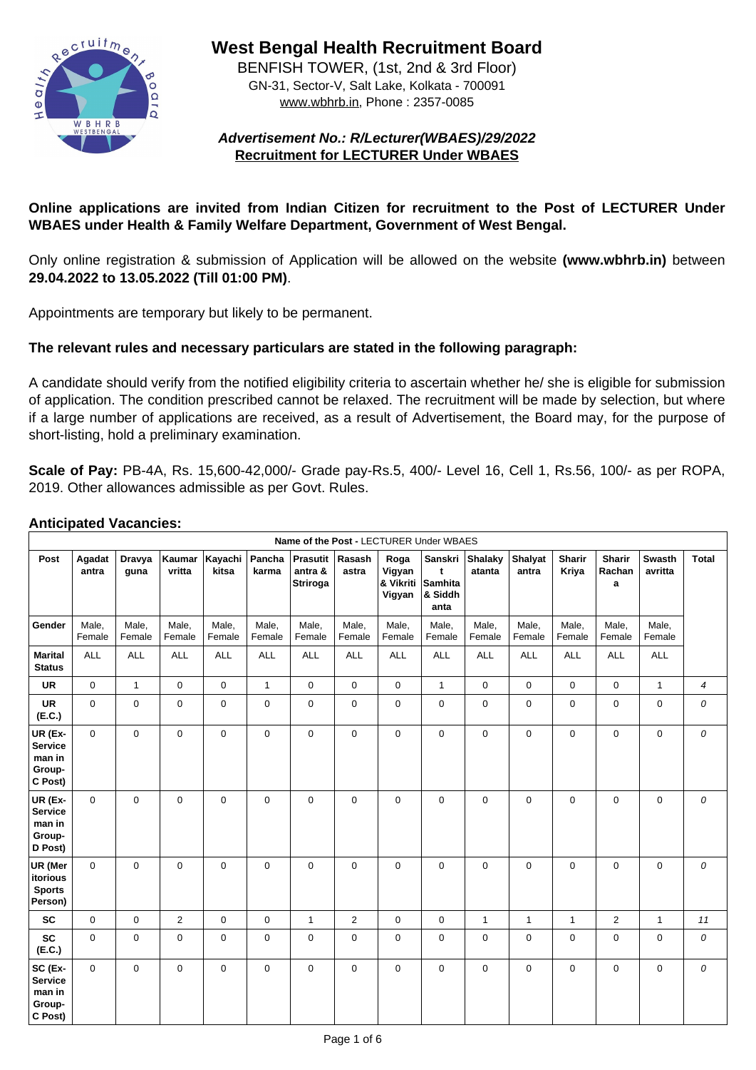# West Bengal Health Recruitment Board

BENFISH TOWER, (1st, 2nd & 3rd Floor)
GN-31, Sector-V, Salt Lake, Kolkata - 700091
www.wbhrb.in, Phone : 2357-0085

***Advertisement No.: R/Lecturer(WBAES)/29/2022***
**Recruitment for LECTURER Under WBAES**

**Online applications are invited from Indian Citizen for recruitment to the Post of LECTURER Under WBAES under Health & Family Welfare Department, Government of West Bengal.**

Only online registration & submission of Application will be allowed on the website **(www.wbhrb.in)** between **29.04.2022 to 13.05.2022 (Till 01:00 PM)**.

Appointments are temporary but likely to be permanent.

**The relevant rules and necessary particulars are stated in the following paragraph:**

A candidate should verify from the notified eligibility criteria to ascertain whether he/ she is eligible for submission of application. The condition prescribed cannot be relaxed. The recruitment will be made by selection, but where if a large number of applications are received, as a result of Advertisement, the Board may, for the purpose of short-listing, hold a preliminary examination.

**Scale of Pay:** PB-4A, Rs. 15,600-42,000/- Grade pay-Rs.5, 400/- Level 16, Cell 1, Rs.56, 100/- as per ROPA, 2019. Other allowances admissible as per Govt. Rules.

**Anticipated Vacancies:**

| **Name of the Post** - LECTURER Under WBAES | | | | | | | | | | | | | | | |
|---|---|---|---|---|---|---|---|---|---|---|---|---|---|---|---|
| **Post** | **Agadatantra** | **Dravyaguna** | **Kaumarvritta** | **Kayachikitsa** | **Panchakarma** | **Prasutitantra & Striroga** | **Rasashastra** | **Roga Vigyan & Vikriti Vigyan** | **Sanskrit Samhita & Siddhanta** | **Shalakyatanta** | **Shalyatantra** | **Sharir Kriya** | **Sharir Rachana** | **Swasthavritta** | **Total** |
| **Gender** | Male, Female | Male, Female | Male, Female | Male, Female | Male, Female | Male, Female | Male, Female | Male, Female | Male, Female | Male, Female | Male, Female | Male, Female | Male, Female | Male, Female | |
| **Marital Status** | ALL | ALL | ALL | ALL | ALL | ALL | ALL | ALL | ALL | ALL | ALL | ALL | ALL | ALL | |
| **UR** | 0 | 1 | 0 | 0 | 1 | 0 | 0 | 0 | 1 | 0 | 0 | 0 | 0 | 1 | *4* |
| **UR (E.C.)** | 0 | 0 | 0 | 0 | 0 | 0 | 0 | 0 | 0 | 0 | 0 | 0 | 0 | 0 | *0* |
| **UR (Ex-Service man in Group-C Post)** | 0 | 0 | 0 | 0 | 0 | 0 | 0 | 0 | 0 | 0 | 0 | 0 | 0 | 0 | *0* |
| **UR (Ex-Service man in Group-D Post)** | 0 | 0 | 0 | 0 | 0 | 0 | 0 | 0 | 0 | 0 | 0 | 0 | 0 | 0 | *0* |
| **UR (Meritorious Sports Person)** | 0 | 0 | 0 | 0 | 0 | 0 | 0 | 0 | 0 | 0 | 0 | 0 | 0 | 0 | *0* |
| **SC** | 0 | 0 | 2 | 0 | 0 | 1 | 2 | 0 | 0 | 1 | 1 | 1 | 2 | 1 | *11* |
| **SC (E.C.)** | 0 | 0 | 0 | 0 | 0 | 0 | 0 | 0 | 0 | 0 | 0 | 0 | 0 | 0 | *0* |
| **SC (Ex-Service man in Group-C Post)** | 0 | 0 | 0 | 0 | 0 | 0 | 0 | 0 | 0 | 0 | 0 | 0 | 0 | 0 | *0* |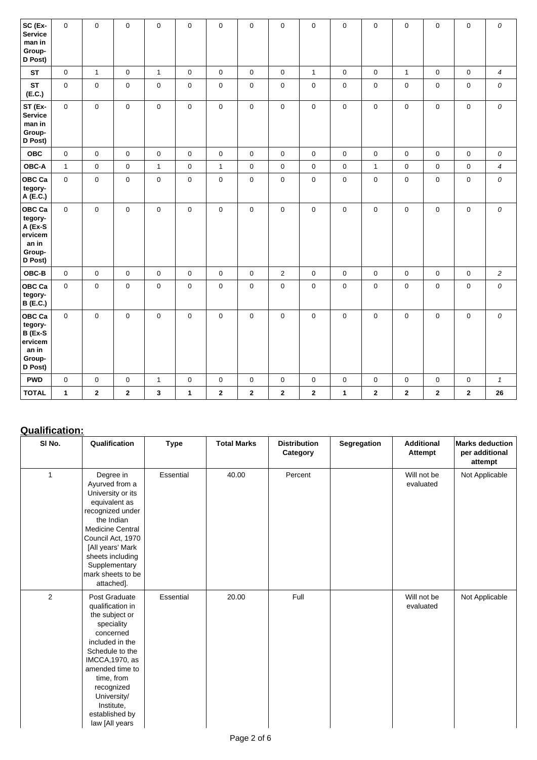| SC (Ex-Service man in Group-D Post) | 0 | 0 | 0 | 0 | 0 | 0 | 0 | 0 | 0 | 0 | 0 | 0 | 0 | 0 | *0* |
|---|---|---|---|---|---|---|---|---|---|---|---|---|---|---|---|
| **ST** | 0 | 1 | 0 | 1 | 0 | 0 | 0 | 0 | 1 | 0 | 0 | 1 | 0 | 0 | *4* |
| **ST (E.C.)** | 0 | 0 | 0 | 0 | 0 | 0 | 0 | 0 | 0 | 0 | 0 | 0 | 0 | 0 | *0* |
| **ST (Ex-Service man in Group-D Post)** | 0 | 0 | 0 | 0 | 0 | 0 | 0 | 0 | 0 | 0 | 0 | 0 | 0 | 0 | *0* |
| **OBC** | 0 | 0 | 0 | 0 | 0 | 0 | 0 | 0 | 0 | 0 | 0 | 0 | 0 | 0 | *0* |
| **OBC-A** | 1 | 0 | 0 | 1 | 0 | 1 | 0 | 0 | 0 | 0 | 1 | 0 | 0 | 0 | *4* |
| **OBC Category-A (E.C.)** | 0 | 0 | 0 | 0 | 0 | 0 | 0 | 0 | 0 | 0 | 0 | 0 | 0 | 0 | *0* |
| **OBC Category-A (Ex-Serviceman in Group-D Post)** | 0 | 0 | 0 | 0 | 0 | 0 | 0 | 0 | 0 | 0 | 0 | 0 | 0 | 0 | *0* |
| **OBC-B** | 0 | 0 | 0 | 0 | 0 | 0 | 0 | 2 | 0 | 0 | 0 | 0 | 0 | 0 | *2* |
| **OBC Category-B (E.C.)** | 0 | 0 | 0 | 0 | 0 | 0 | 0 | 0 | 0 | 0 | 0 | 0 | 0 | 0 | *0* |
| **OBC Category-B (Ex-Serviceman in Group-D Post)** | 0 | 0 | 0 | 0 | 0 | 0 | 0 | 0 | 0 | 0 | 0 | 0 | 0 | 0 | *0* |
| **PWD** | 0 | 0 | 0 | 1 | 0 | 0 | 0 | 0 | 0 | 0 | 0 | 0 | 0 | 0 | *1* |
| **TOTAL** | **1** | **2** | **2** | **3** | **1** | **2** | **2** | **2** | **2** | **1** | **2** | **2** | **2** | **2** | **26** |

## Qualification:

| Sl No. | Qualification | Type | Total Marks | Distribution Category | Segregation | Additional Attempt | Marks deduction per additional attempt |
|---|---|---|---|---|---|---|---|
| 1 | Degree in Ayurved from a University or its equivalent as recognized under the Indian Medicine Central Council Act, 1970 [All years' Mark sheets including Supplementary mark sheets to be attached]. | Essential | 40.00 | Percent | | Will not be evaluated | Not Applicable |
| 2 | Post Graduate qualification in the subject or speciality concerned included in the Schedule to the IMCCA,1970, as amended time to time, from recognized University/ Institute, established by law [All years | Essential | 20.00 | Full | | Will not be evaluated | Not Applicable |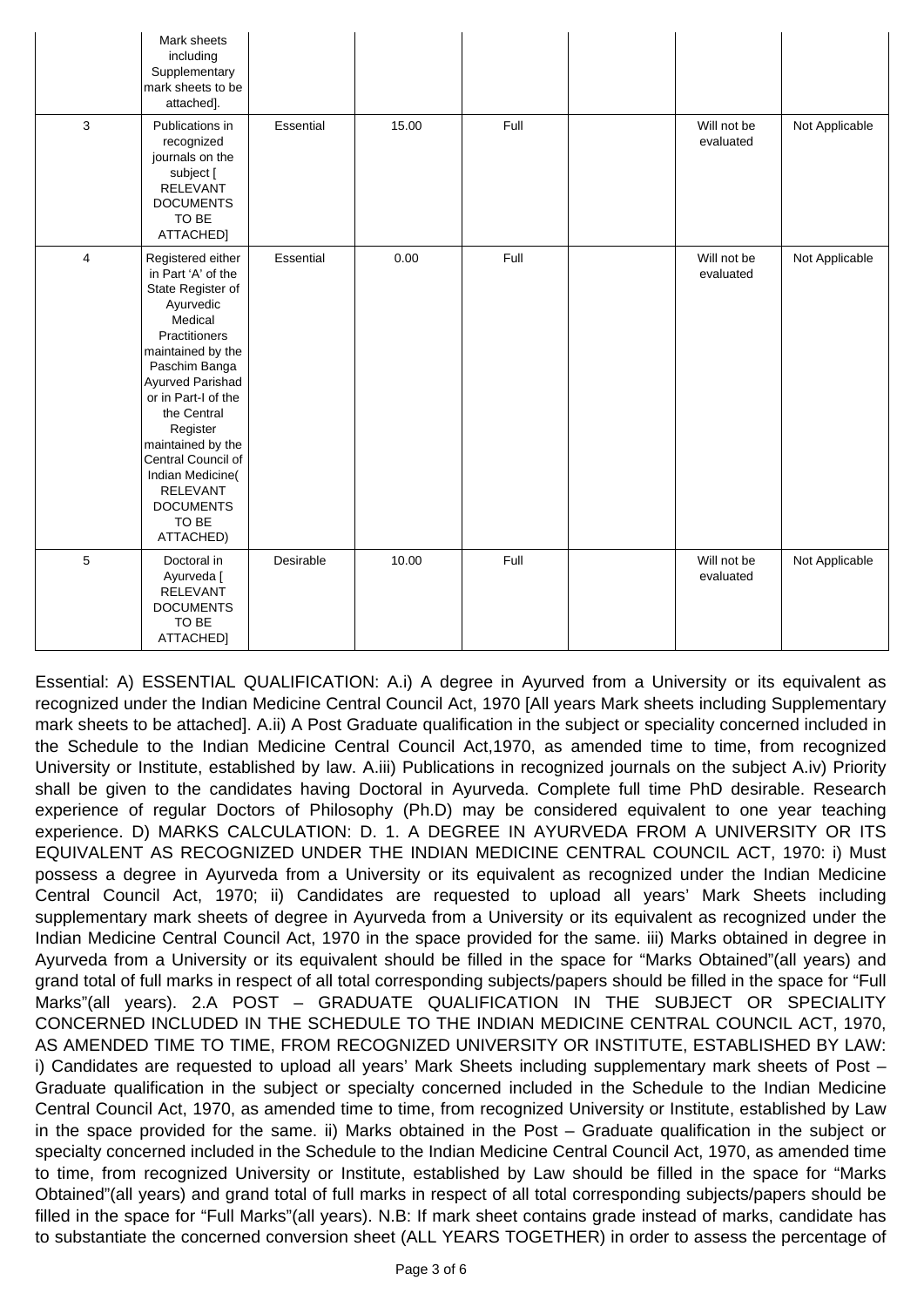|  | Mark sheets including Supplementary mark sheets to be attached]. |  |  |  |  |  |  |
|---|---|---|---|---|---|---|---|
| 3 | Publications in recognized journals on the subject [ RELEVANT DOCUMENTS TO BE ATTACHED] | Essential | 15.00 | Full |  | Will not be evaluated | Not Applicable |
| 4 | Registered either in Part 'A' of the State Register of Ayurvedic Medical Practitioners maintained by the Paschim Banga Ayurved Parishad or in Part-I of the the Central Register maintained by the Central Council of Indian Medicine( RELEVANT DOCUMENTS TO BE ATTACHED) | Essential | 0.00 | Full |  | Will not be evaluated | Not Applicable |
| 5 | Doctoral in Ayurveda [ RELEVANT DOCUMENTS TO BE ATTACHED] | Desirable | 10.00 | Full |  | Will not be evaluated | Not Applicable |

Essential: A) ESSENTIAL QUALIFICATION: A.i) A degree in Ayurved from a University or its equivalent as recognized under the Indian Medicine Central Council Act, 1970 [All years Mark sheets including Supplementary mark sheets to be attached]. A.ii) A Post Graduate qualification in the subject or speciality concerned included in the Schedule to the Indian Medicine Central Council Act,1970, as amended time to time, from recognized University or Institute, established by law. A.iii) Publications in recognized journals on the subject A.iv) Priority shall be given to the candidates having Doctoral in Ayurveda. Complete full time PhD desirable. Research experience of regular Doctors of Philosophy (Ph.D) may be considered equivalent to one year teaching experience. D) MARKS CALCULATION: D. 1. A DEGREE IN AYURVEDA FROM A UNIVERSITY OR ITS EQUIVALENT AS RECOGNIZED UNDER THE INDIAN MEDICINE CENTRAL COUNCIL ACT, 1970: i) Must possess a degree in Ayurveda from a University or its equivalent as recognized under the Indian Medicine Central Council Act, 1970; ii) Candidates are requested to upload all years' Mark Sheets including supplementary mark sheets of degree in Ayurveda from a University or its equivalent as recognized under the Indian Medicine Central Council Act, 1970 in the space provided for the same. iii) Marks obtained in degree in Ayurveda from a University or its equivalent should be filled in the space for "Marks Obtained"(all years) and grand total of full marks in respect of all total corresponding subjects/papers should be filled in the space for "Full Marks"(all years). 2.A POST – GRADUATE QUALIFICATION IN THE SUBJECT OR SPECIALITY CONCERNED INCLUDED IN THE SCHEDULE TO THE INDIAN MEDICINE CENTRAL COUNCIL ACT, 1970, AS AMENDED TIME TO TIME, FROM RECOGNIZED UNIVERSITY OR INSTITUTE, ESTABLISHED BY LAW: i) Candidates are requested to upload all years' Mark Sheets including supplementary mark sheets of Post – Graduate qualification in the subject or specialty concerned included in the Schedule to the Indian Medicine Central Council Act, 1970, as amended time to time, from recognized University or Institute, established by Law in the space provided for the same. ii) Marks obtained in the Post – Graduate qualification in the subject or specialty concerned included in the Schedule to the Indian Medicine Central Council Act, 1970, as amended time to time, from recognized University or Institute, established by Law should be filled in the space for "Marks Obtained"(all years) and grand total of full marks in respect of all total corresponding subjects/papers should be filled in the space for "Full Marks"(all years). N.B: If mark sheet contains grade instead of marks, candidate has to substantiate the concerned conversion sheet (ALL YEARS TOGETHER) in order to assess the percentage of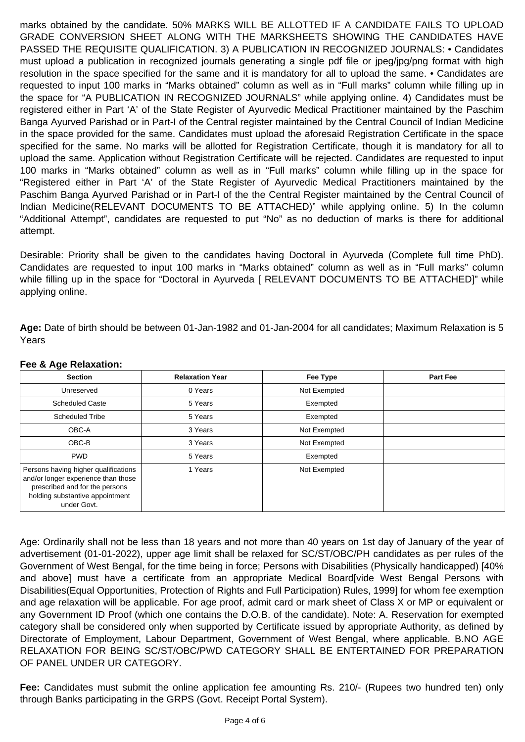marks obtained by the candidate. 50% MARKS WILL BE ALLOTTED IF A CANDIDATE FAILS TO UPLOAD GRADE CONVERSION SHEET ALONG WITH THE MARKSHEETS SHOWING THE CANDIDATES HAVE PASSED THE REQUISITE QUALIFICATION. 3) A PUBLICATION IN RECOGNIZED JOURNALS: • Candidates must upload a publication in recognized journals generating a single pdf file or jpeg/jpg/png format with high resolution in the space specified for the same and it is mandatory for all to upload the same. • Candidates are requested to input 100 marks in "Marks obtained" column as well as in "Full marks" column while filling up in the space for "A PUBLICATION IN RECOGNIZED JOURNALS" while applying online. 4) Candidates must be registered either in Part 'A' of the State Register of Ayurvedic Medical Practitioner maintained by the Paschim Banga Ayurved Parishad or in Part-I of the Central register maintained by the Central Council of Indian Medicine in the space provided for the same. Candidates must upload the aforesaid Registration Certificate in the space specified for the same. No marks will be allotted for Registration Certificate, though it is mandatory for all to upload the same. Application without Registration Certificate will be rejected. Candidates are requested to input 100 marks in "Marks obtained" column as well as in "Full marks" column while filling up in the space for "Registered either in Part 'A' of the State Register of Ayurvedic Medical Practitioners maintained by the Paschim Banga Ayurved Parishad or in Part-I of the the Central Register maintained by the Central Council of Indian Medicine(RELEVANT DOCUMENTS TO BE ATTACHED)" while applying online. 5) In the column "Additional Attempt", candidates are requested to put "No" as no deduction of marks is there for additional attempt.

Desirable: Priority shall be given to the candidates having Doctoral in Ayurveda (Complete full time PhD). Candidates are requested to input 100 marks in "Marks obtained" column as well as in "Full marks" column while filling up in the space for "Doctoral in Ayurveda [ RELEVANT DOCUMENTS TO BE ATTACHED]" while applying online.

**Age:** Date of birth should be between 01-Jan-1982 and 01-Jan-2004 for all candidates; Maximum Relaxation is 5 Years

**Fee & Age Relaxation:**

| Section | Relaxation Year | Fee Type | Part Fee |
|---|---|---|---|
| Unreserved | 0 Years | Not Exempted | |
| Scheduled Caste | 5 Years | Exempted | |
| Scheduled Tribe | 5 Years | Exempted | |
| OBC-A | 3 Years | Not Exempted | |
| OBC-B | 3 Years | Not Exempted | |
| PWD | 5 Years | Exempted | |
| Persons having higher qualifications and/or longer experience than those prescribed and for the persons holding substantive appointment under Govt. | 1 Years | Not Exempted | |

Age: Ordinarily shall not be less than 18 years and not more than 40 years on 1st day of January of the year of advertisement (01-01-2022), upper age limit shall be relaxed for SC/ST/OBC/PH candidates as per rules of the Government of West Bengal, for the time being in force; Persons with Disabilities (Physically handicapped) [40% and above] must have a certificate from an appropriate Medical Board[vide West Bengal Persons with Disabilities(Equal Opportunities, Protection of Rights and Full Participation) Rules, 1999] for whom fee exemption and age relaxation will be applicable. For age proof, admit card or mark sheet of Class X or MP or equivalent or any Government ID Proof (which one contains the D.O.B. of the candidate). Note: A. Reservation for exempted category shall be considered only when supported by Certificate issued by appropriate Authority, as defined by Directorate of Employment, Labour Department, Government of West Bengal, where applicable. B.NO AGE RELAXATION FOR BEING SC/ST/OBC/PWD CATEGORY SHALL BE ENTERTAINED FOR PREPARATION OF PANEL UNDER UR CATEGORY.

**Fee:** Candidates must submit the online application fee amounting Rs. 210/- (Rupees two hundred ten) only through Banks participating in the GRPS (Govt. Receipt Portal System).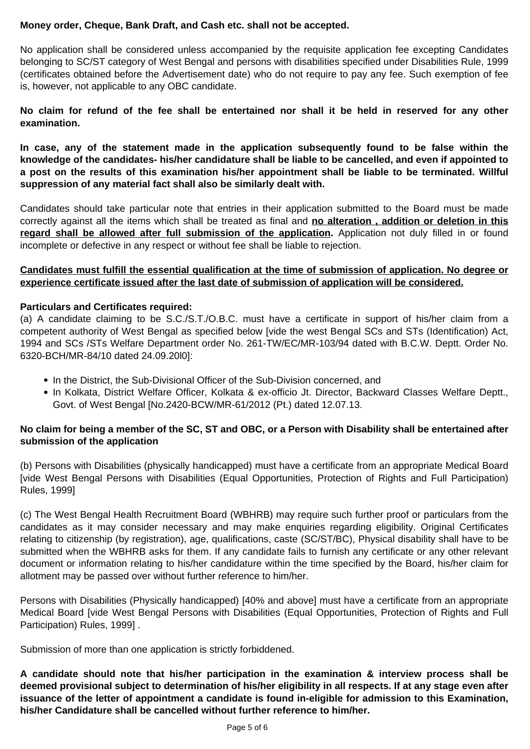**Money order, Cheque, Bank Draft, and Cash etc. shall not be accepted.**

No application shall be considered unless accompanied by the requisite application fee excepting Candidates belonging to SC/ST category of West Bengal and persons with disabilities specified under Disabilities Rule, 1999 (certificates obtained before the Advertisement date) who do not require to pay any fee. Such exemption of fee is, however, not applicable to any OBC candidate.

**No claim for refund of the fee shall be entertained nor shall it be held in reserved for any other examination.**

**In case, any of the statement made in the application subsequently found to be false within the knowledge of the candidates- his/her candidature shall be liable to be cancelled, and even if appointed to a post on the results of this examination his/her appointment shall be liable to be terminated. Willful suppression of any material fact shall also be similarly dealt with.**

Candidates should take particular note that entries in their application submitted to the Board must be made correctly against all the items which shall be treated as final and **<u>no alteration , addition or deletion in this regard shall be allowed after full submission of the application</u>.** Application not duly filled in or found incomplete or defective in any respect or without fee shall be liable to rejection.

**<u>Candidates must fulfill the essential qualification at the time of submission of application. No degree or experience certificate issued after the last date of submission of application will be considered.</u>**

**Particulars and Certificates required:**

(a) A candidate claiming to be S.C./S.T./O.B.C. must have a certificate in support of his/her claim from a competent authority of West Bengal as specified below [vide the west Bengal SCs and STs (Identification) Act, 1994 and SCs /STs Welfare Department order No. 261-TW/EC/MR-103/94 dated with B.C.W. Deptt. Order No. 6320-BCH/MR-84/10 dated 24.09.20l0]:

- In the District, the Sub-Divisional Officer of the Sub-Division concerned, and
- In Kolkata, District Welfare Officer, Kolkata & ex-officio Jt. Director, Backward Classes Welfare Deptt., Govt. of West Bengal [No.2420-BCW/MR-61/2012 (Pt.) dated 12.07.13.

**No claim for being a member of the SC, ST and OBC, or a Person with Disability shall be entertained after submission of the application**

(b) Persons with Disabilities (physically handicapped) must have a certificate from an appropriate Medical Board [vide West Bengal Persons with Disabilities (Equal Opportunities, Protection of Rights and Full Participation) Rules, 1999]

(c) The West Bengal Health Recruitment Board (WBHRB) may require such further proof or particulars from the candidates as it may consider necessary and may make enquiries regarding eligibility. Original Certificates relating to citizenship (by registration), age, qualifications, caste (SC/ST/BC), Physical disability shall have to be submitted when the WBHRB asks for them. If any candidate fails to furnish any certificate or any other relevant document or information relating to his/her candidature within the time specified by the Board, his/her claim for allotment may be passed over without further reference to him/her.

Persons with Disabilities (Physically handicapped) [40% and above] must have a certificate from an appropriate Medical Board [vide West Bengal Persons with Disabilities (Equal Opportunities, Protection of Rights and Full Participation) Rules, 1999] .

Submission of more than one application is strictly forbiddened.

**A candidate should note that his/her participation in the examination & interview process shall be deemed provisional subject to determination of his/her eligibility in all respects. If at any stage even after issuance of the letter of appointment a candidate is found in-eligible for admission to this Examination, his/her Candidature shall be cancelled without further reference to him/her.**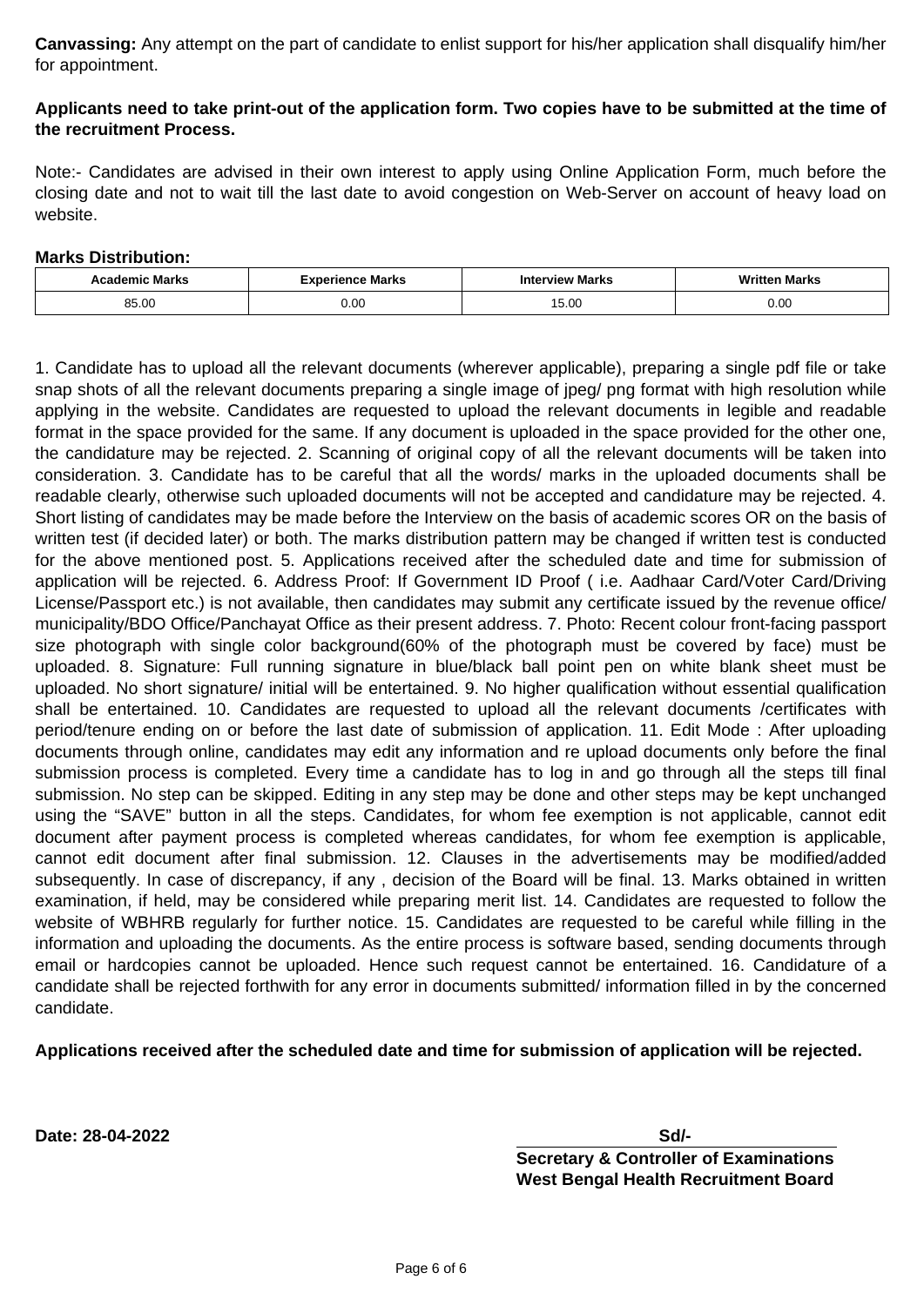**Canvassing:** Any attempt on the part of candidate to enlist support for his/her application shall disqualify him/her for appointment.

**Applicants need to take print-out of the application form. Two copies have to be submitted at the time of the recruitment Process.**

Note:- Candidates are advised in their own interest to apply using Online Application Form, much before the closing date and not to wait till the last date to avoid congestion on Web-Server on account of heavy load on website.

**Marks Distribution:**

| Academic Marks | Experience Marks | Interview Marks | Written Marks |
|---|---|---|---|
| 85.00 | 0.00 | 15.00 | 0.00 |

1. Candidate has to upload all the relevant documents (wherever applicable), preparing a single pdf file or take snap shots of all the relevant documents preparing a single image of jpeg/ png format with high resolution while applying in the website. Candidates are requested to upload the relevant documents in legible and readable format in the space provided for the same. If any document is uploaded in the space provided for the other one, the candidature may be rejected. 2. Scanning of original copy of all the relevant documents will be taken into consideration. 3. Candidate has to be careful that all the words/ marks in the uploaded documents shall be readable clearly, otherwise such uploaded documents will not be accepted and candidature may be rejected. 4. Short listing of candidates may be made before the Interview on the basis of academic scores OR on the basis of written test (if decided later) or both. The marks distribution pattern may be changed if written test is conducted for the above mentioned post. 5. Applications received after the scheduled date and time for submission of application will be rejected. 6. Address Proof: If Government ID Proof ( i.e. Aadhaar Card/Voter Card/Driving License/Passport etc.) is not available, then candidates may submit any certificate issued by the revenue office/ municipality/BDO Office/Panchayat Office as their present address. 7. Photo: Recent colour front-facing passport size photograph with single color background(60% of the photograph must be covered by face) must be uploaded. 8. Signature: Full running signature in blue/black ball point pen on white blank sheet must be uploaded. No short signature/ initial will be entertained. 9. No higher qualification without essential qualification shall be entertained. 10. Candidates are requested to upload all the relevant documents /certificates with period/tenure ending on or before the last date of submission of application. 11. Edit Mode : After uploading documents through online, candidates may edit any information and re upload documents only before the final submission process is completed. Every time a candidate has to log in and go through all the steps till final submission. No step can be skipped. Editing in any step may be done and other steps may be kept unchanged using the "SAVE" button in all the steps. Candidates, for whom fee exemption is not applicable, cannot edit document after payment process is completed whereas candidates, for whom fee exemption is applicable, cannot edit document after final submission. 12. Clauses in the advertisements may be modified/added subsequently. In case of discrepancy, if any , decision of the Board will be final. 13. Marks obtained in written examination, if held, may be considered while preparing merit list. 14. Candidates are requested to follow the website of WBHRB regularly for further notice. 15. Candidates are requested to be careful while filling in the information and uploading the documents. As the entire process is software based, sending documents through email or hardcopies cannot be uploaded. Hence such request cannot be entertained. 16. Candidature of a candidate shall be rejected forthwith for any error in documents submitted/ information filled in by the concerned candidate.

**Applications received after the scheduled date and time for submission of application will be rejected.**

**Date: 28-04-2022**

**Sd/-**

**Secretary & Controller of Examinations**
**West Bengal Health Recruitment Board**